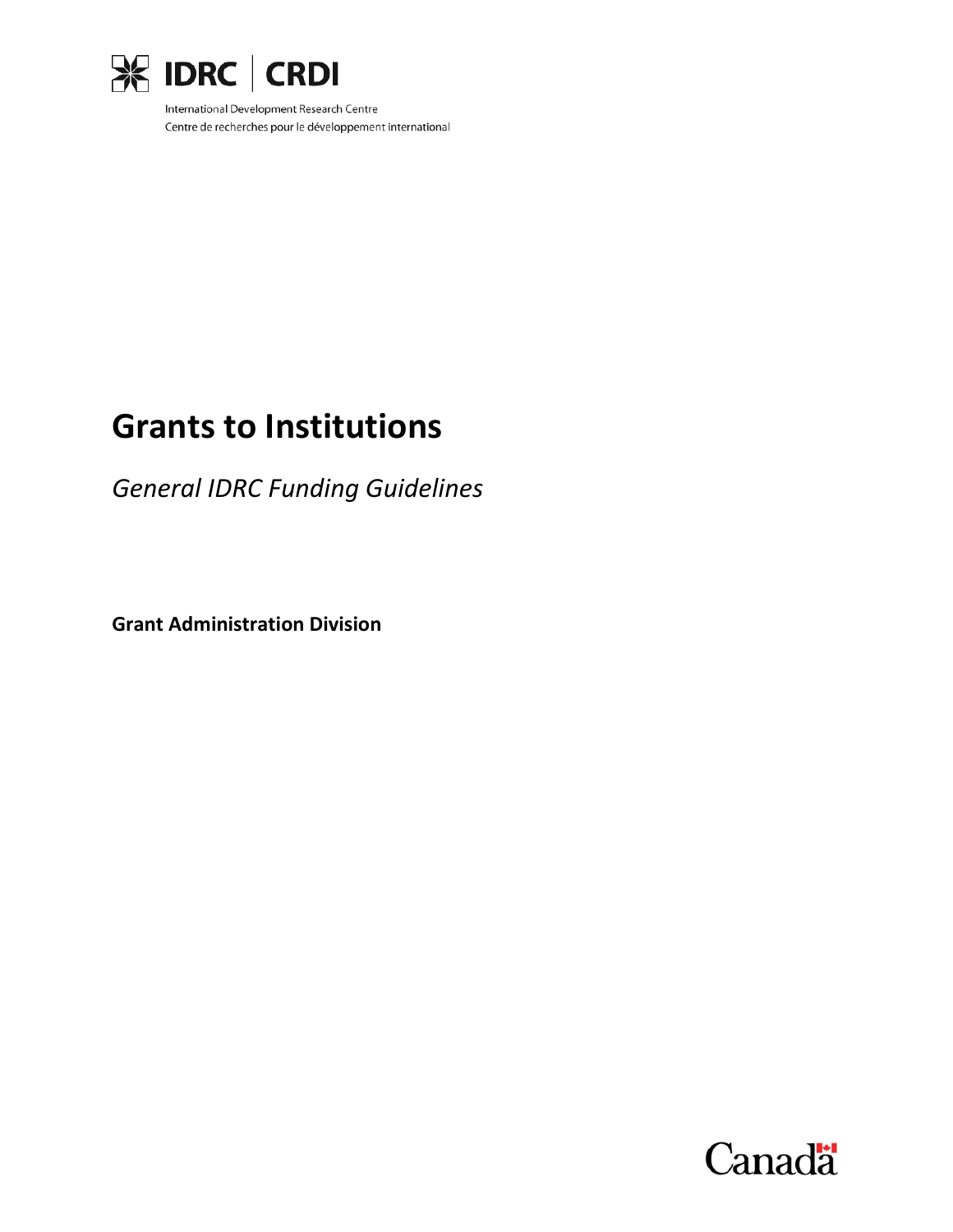IDRC | CRDI

International Development Research Centre
Centre de recherches pour le développement international

# Grants to Institutions

*General IDRC Funding Guidelines*

**Grant Administration Division**

Canada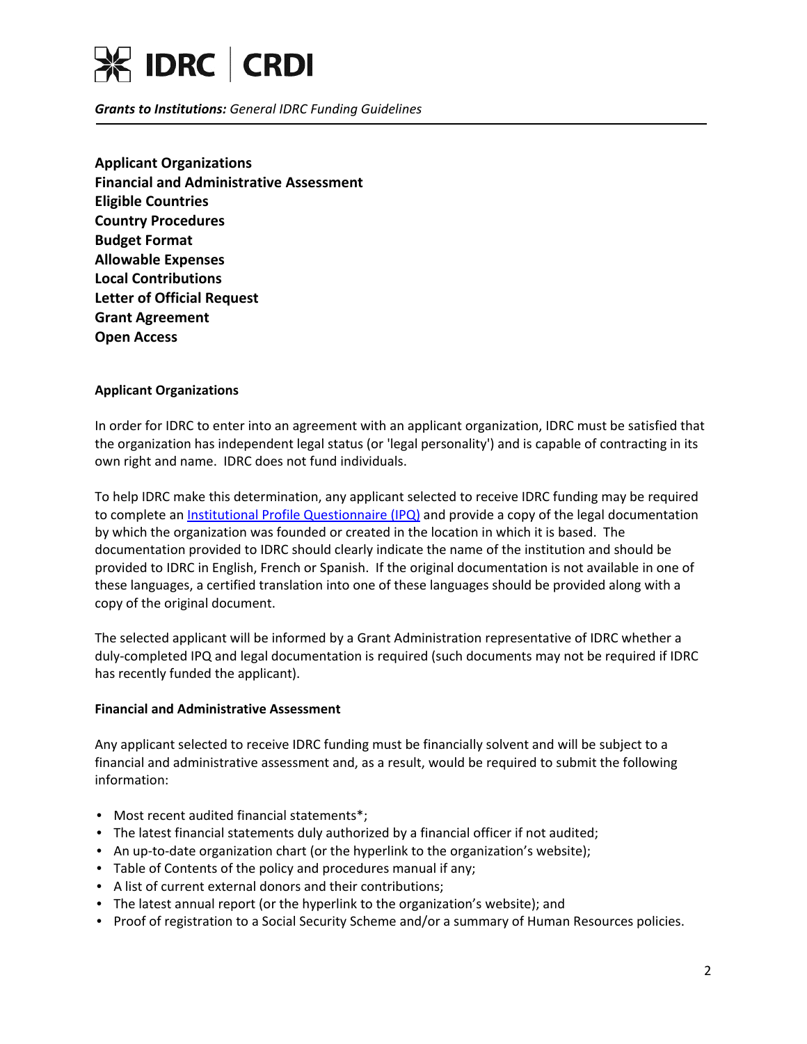**Applicant Organizations**
**Financial and Administrative Assessment**
**Eligible Countries**
**Country Procedures**
**Budget Format**
**Allowable Expenses**
**Local Contributions**
**Letter of Official Request**
**Grant Agreement**
**Open Access**

### Applicant Organizations

In order for IDRC to enter into an agreement with an applicant organization, IDRC must be satisfied that the organization has independent legal status (or 'legal personality') and is capable of contracting in its own right and name. IDRC does not fund individuals.

To help IDRC make this determination, any applicant selected to receive IDRC funding may be required to complete an [Institutional Profile Questionnaire (IPQ)]() and provide a copy of the legal documentation by which the organization was founded or created in the location in which it is based. The documentation provided to IDRC should clearly indicate the name of the institution and should be provided to IDRC in English, French or Spanish. If the original documentation is not available in one of these languages, a certified translation into one of these languages should be provided along with a copy of the original document.

The selected applicant will be informed by a Grant Administration representative of IDRC whether a duly-completed IPQ and legal documentation is required (such documents may not be required if IDRC has recently funded the applicant).

### Financial and Administrative Assessment

Any applicant selected to receive IDRC funding must be financially solvent and will be subject to a financial and administrative assessment and, as a result, would be required to submit the following information:

- Most recent audited financial statements*;
- The latest financial statements duly authorized by a financial officer if not audited;
- An up-to-date organization chart (or the hyperlink to the organization's website);
- Table of Contents of the policy and procedures manual if any;
- A list of current external donors and their contributions;
- The latest annual report (or the hyperlink to the organization's website); and
- Proof of registration to a Social Security Scheme and/or a summary of Human Resources policies.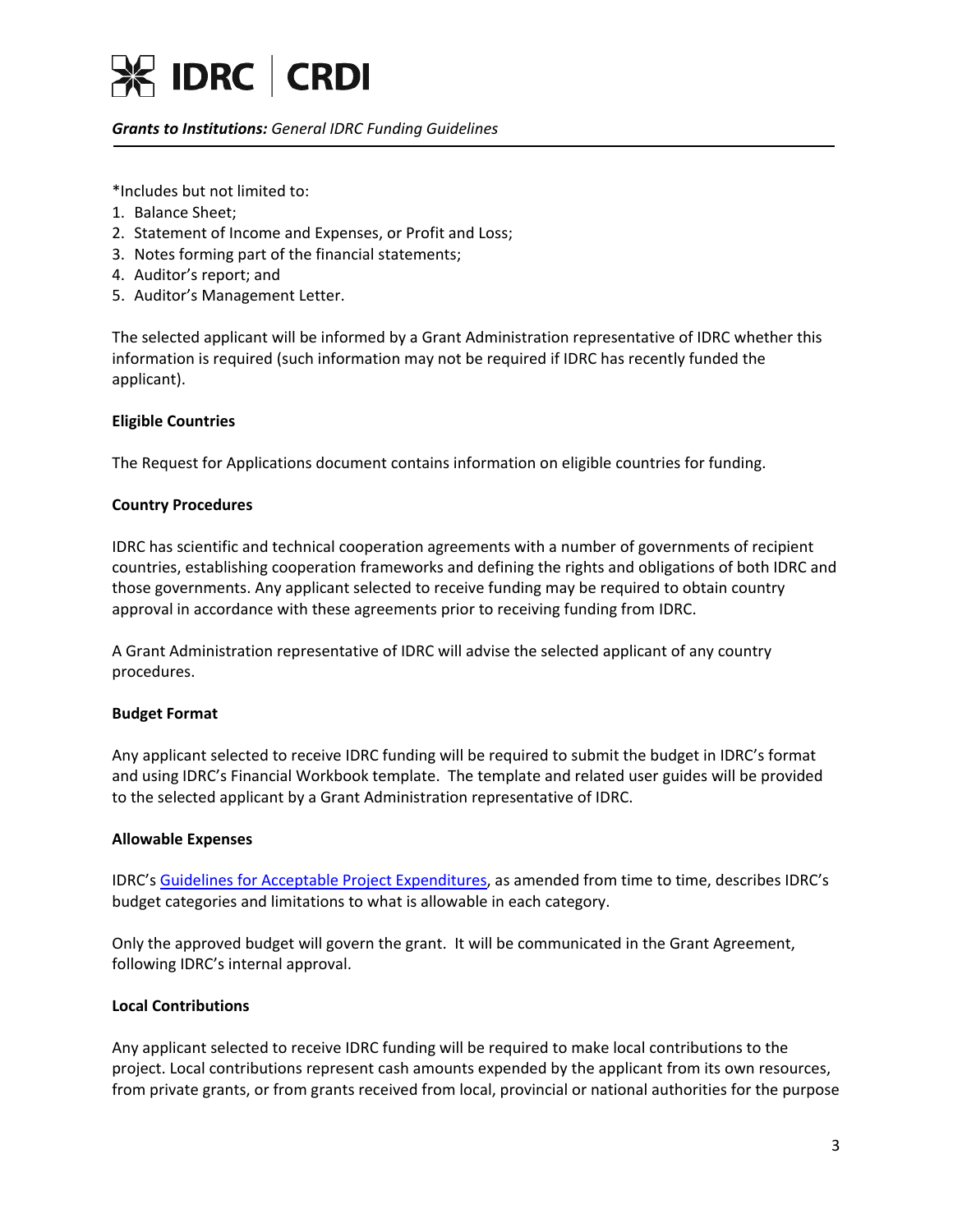*Includes but not limited to:

1. Balance Sheet;
2. Statement of Income and Expenses, or Profit and Loss;
3. Notes forming part of the financial statements;
4. Auditor's report; and
5. Auditor's Management Letter.

The selected applicant will be informed by a Grant Administration representative of IDRC whether this information is required (such information may not be required if IDRC has recently funded the applicant).

**Eligible Countries**

The Request for Applications document contains information on eligible countries for funding.

**Country Procedures**

IDRC has scientific and technical cooperation agreements with a number of governments of recipient countries, establishing cooperation frameworks and defining the rights and obligations of both IDRC and those governments. Any applicant selected to receive funding may be required to obtain country approval in accordance with these agreements prior to receiving funding from IDRC.

A Grant Administration representative of IDRC will advise the selected applicant of any country procedures.

**Budget Format**

Any applicant selected to receive IDRC funding will be required to submit the budget in IDRC's format and using IDRC's Financial Workbook template. The template and related user guides will be provided to the selected applicant by a Grant Administration representative of IDRC.

**Allowable Expenses**

IDRC's Guidelines for Acceptable Project Expenditures, as amended from time to time, describes IDRC's budget categories and limitations to what is allowable in each category.

Only the approved budget will govern the grant. It will be communicated in the Grant Agreement, following IDRC's internal approval.

**Local Contributions**

Any applicant selected to receive IDRC funding will be required to make local contributions to the project. Local contributions represent cash amounts expended by the applicant from its own resources, from private grants, or from grants received from local, provincial or national authorities for the purpose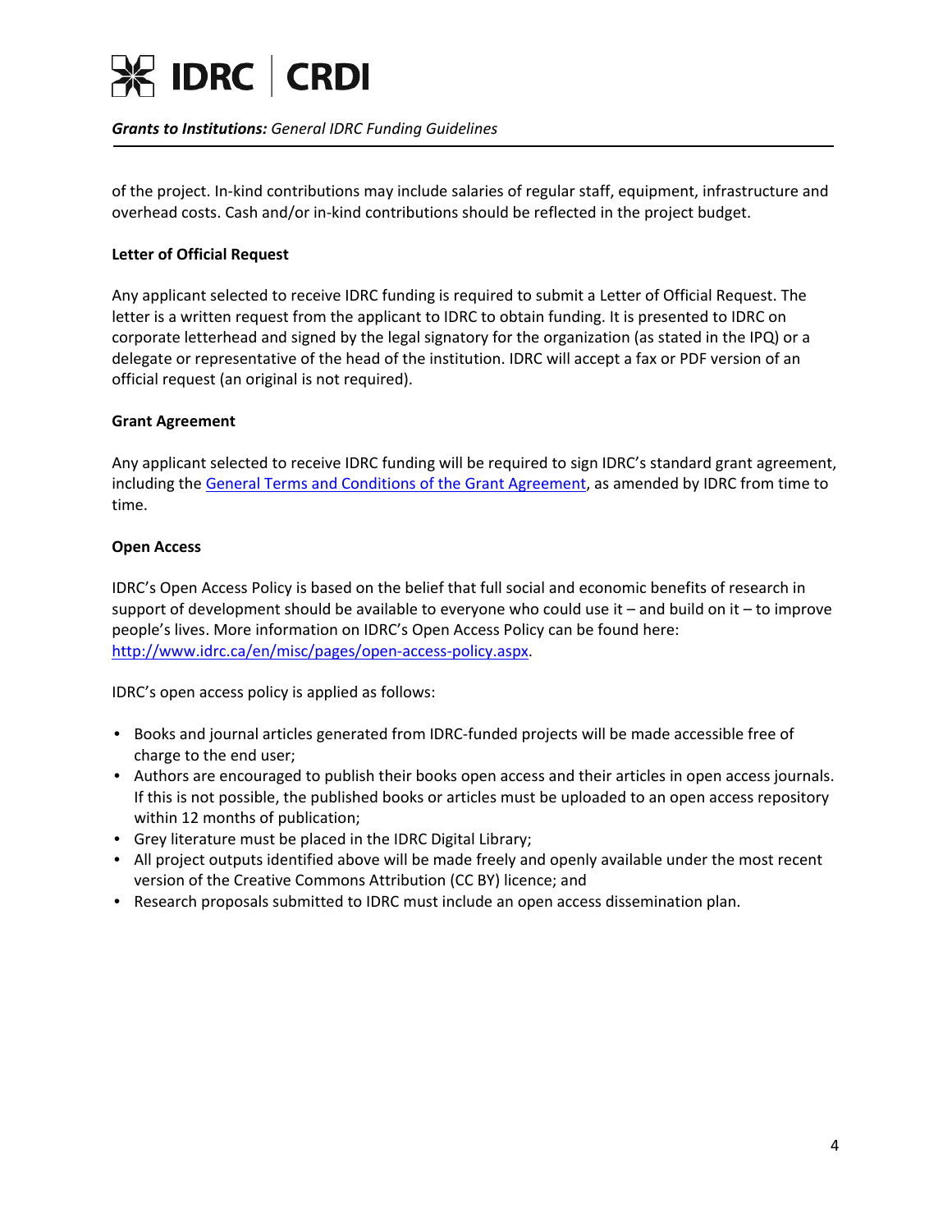of the project. In-kind contributions may include salaries of regular staff, equipment, infrastructure and overhead costs. Cash and/or in-kind contributions should be reflected in the project budget.

**Letter of Official Request**

Any applicant selected to receive IDRC funding is required to submit a Letter of Official Request. The letter is a written request from the applicant to IDRC to obtain funding. It is presented to IDRC on corporate letterhead and signed by the legal signatory for the organization (as stated in the IPQ) or a delegate or representative of the head of the institution. IDRC will accept a fax or PDF version of an official request (an original is not required).

**Grant Agreement**

Any applicant selected to receive IDRC funding will be required to sign IDRC's standard grant agreement, including the General Terms and Conditions of the Grant Agreement, as amended by IDRC from time to time.

**Open Access**

IDRC's Open Access Policy is based on the belief that full social and economic benefits of research in support of development should be available to everyone who could use it – and build on it – to improve people's lives. More information on IDRC's Open Access Policy can be found here: http://www.idrc.ca/en/misc/pages/open-access-policy.aspx.

IDRC's open access policy is applied as follows:

- Books and journal articles generated from IDRC-funded projects will be made accessible free of charge to the end user;
- Authors are encouraged to publish their books open access and their articles in open access journals. If this is not possible, the published books or articles must be uploaded to an open access repository within 12 months of publication;
- Grey literature must be placed in the IDRC Digital Library;
- All project outputs identified above will be made freely and openly available under the most recent version of the Creative Commons Attribution (CC BY) licence; and
- Research proposals submitted to IDRC must include an open access dissemination plan.